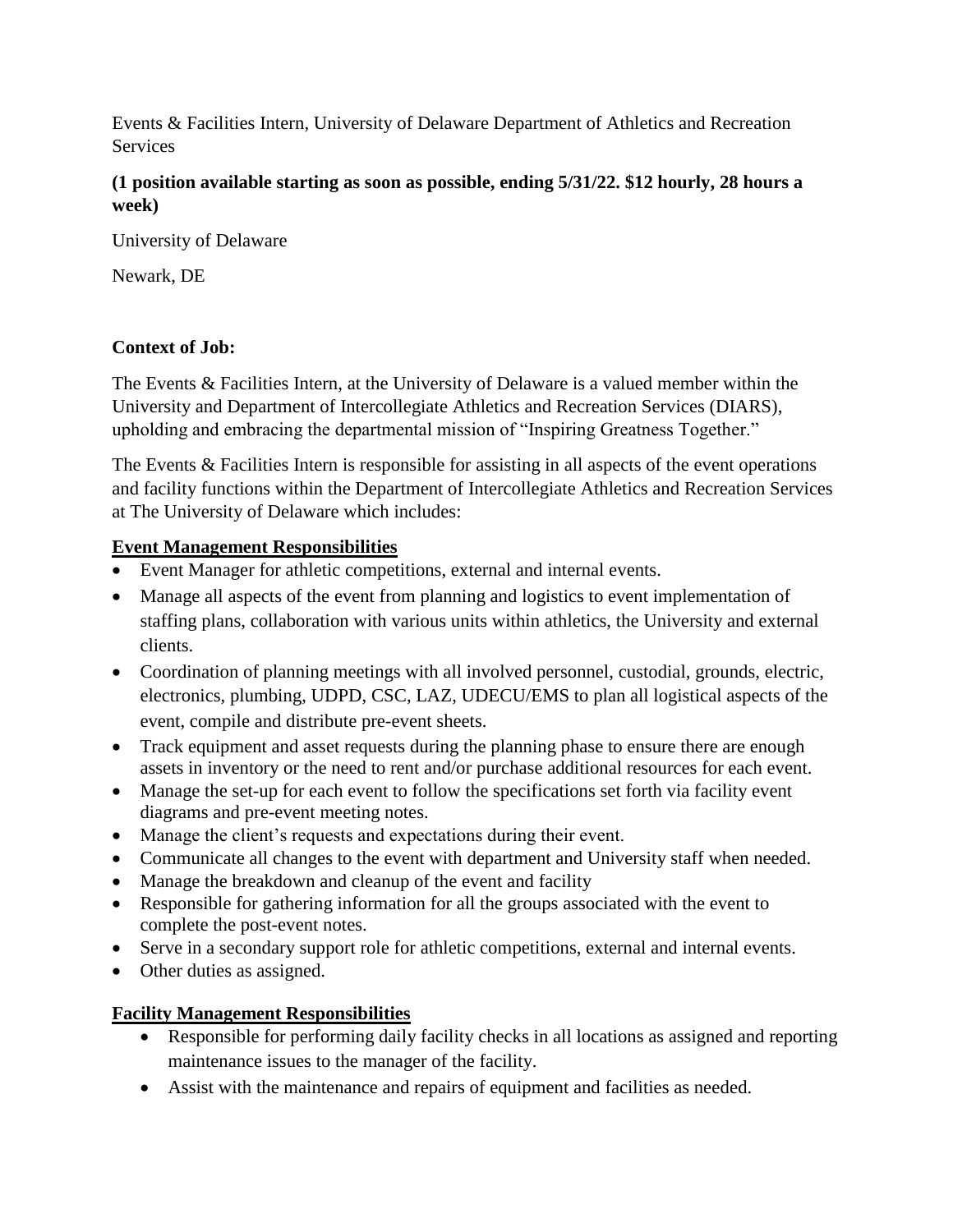Events & Facilities Intern, University of Delaware Department of Athletics and Recreation Services

**(1 position available starting as soon as possible, ending 5/31/22. $12 hourly, 28 hours a week)**

University of Delaware

Newark, DE

**Context of Job:**

The Events & Facilities Intern, at the University of Delaware is a valued member within the University and Department of Intercollegiate Athletics and Recreation Services (DIARS), upholding and embracing the departmental mission of "Inspiring Greatness Together."

The Events & Facilities Intern is responsible for assisting in all aspects of the event operations and facility functions within the Department of Intercollegiate Athletics and Recreation Services at The University of Delaware which includes:

**Event Management Responsibilities**

- Event Manager for athletic competitions, external and internal events.
- Manage all aspects of the event from planning and logistics to event implementation of staffing plans, collaboration with various units within athletics, the University and external clients.
- Coordination of planning meetings with all involved personnel, custodial, grounds, electric, electronics, plumbing, UDPD, CSC, LAZ, UDECU/EMS to plan all logistical aspects of the event, compile and distribute pre-event sheets.
- Track equipment and asset requests during the planning phase to ensure there are enough assets in inventory or the need to rent and/or purchase additional resources for each event.
- Manage the set-up for each event to follow the specifications set forth via facility event diagrams and pre-event meeting notes.
- Manage the client's requests and expectations during their event.
- Communicate all changes to the event with department and University staff when needed.
- Manage the breakdown and cleanup of the event and facility
- Responsible for gathering information for all the groups associated with the event to complete the post-event notes.
- Serve in a secondary support role for athletic competitions, external and internal events.
- Other duties as assigned.

**Facility Management Responsibilities**

- Responsible for performing daily facility checks in all locations as assigned and reporting maintenance issues to the manager of the facility.
- Assist with the maintenance and repairs of equipment and facilities as needed.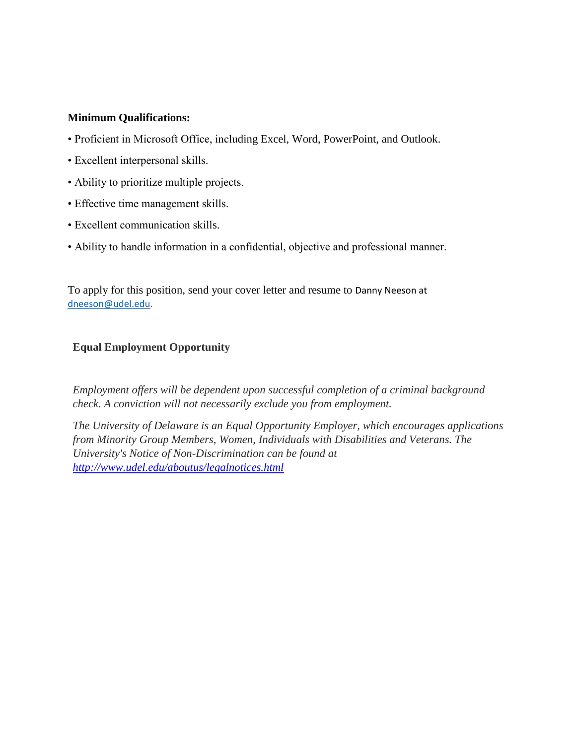**Minimum Qualifications:**

- Proficient in Microsoft Office, including Excel, Word, PowerPoint, and Outlook.
- Excellent interpersonal skills.
- Ability to prioritize multiple projects.
- Effective time management skills.
- Excellent communication skills.
- Ability to handle information in a confidential, objective and professional manner.

To apply for this position, send your cover letter and resume to Danny Neeson at dneeson@udel.edu.

**Equal Employment Opportunity**

*Employment offers will be dependent upon successful completion of a criminal background check. A conviction will not necessarily exclude you from employment.*

*The University of Delaware is an Equal Opportunity Employer, which encourages applications from Minority Group Members, Women, Individuals with Disabilities and Veterans. The University's Notice of Non-Discrimination can be found at http://www.udel.edu/aboutus/legalnotices.html*